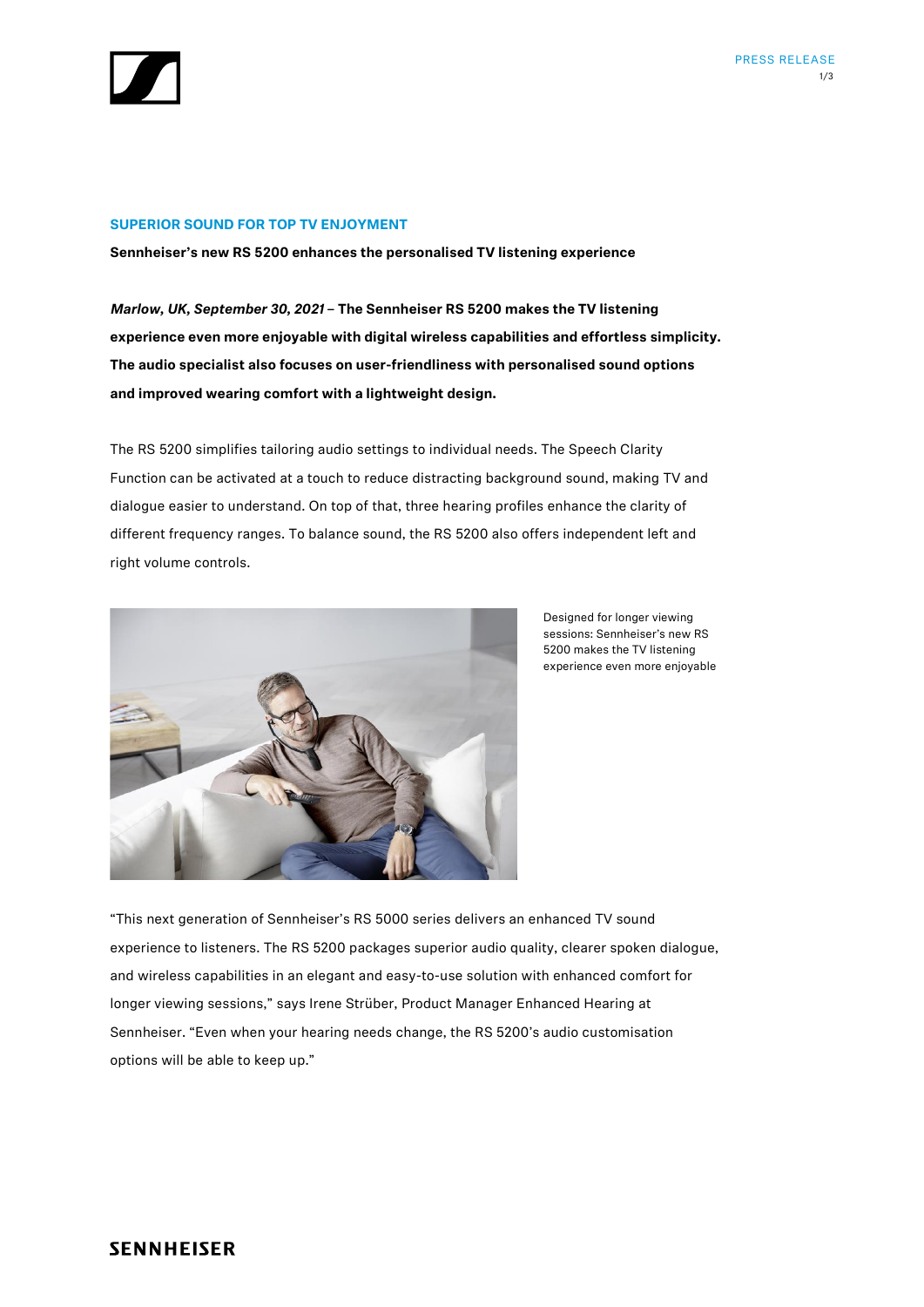## SUPERIOR SOUND FOR TOP TV ENJOYMENT

**Sennheiser's new RS 5200 enhances the personalised TV listening experience**

***Marlow, UK, September 30, 2021* – The Sennheiser RS 5200 makes the TV listening experience even more enjoyable with digital wireless capabilities and effortless simplicity. The audio specialist also focuses on user-friendliness with personalised sound options and improved wearing comfort with a lightweight design.**

The RS 5200 simplifies tailoring audio settings to individual needs. The Speech Clarity Function can be activated at a touch to reduce distracting background sound, making TV and dialogue easier to understand. On top of that, three hearing profiles enhance the clarity of different frequency ranges. To balance sound, the RS 5200 also offers independent left and right volume controls.

Designed for longer viewing sessions: Sennheiser's new RS 5200 makes the TV listening experience even more enjoyable

"This next generation of Sennheiser's RS 5000 series delivers an enhanced TV sound experience to listeners. The RS 5200 packages superior audio quality, clearer spoken dialogue, and wireless capabilities in an elegant and easy-to-use solution with enhanced comfort for longer viewing sessions," says Irene Strüber, Product Manager Enhanced Hearing at Sennheiser. "Even when your hearing needs change, the RS 5200's audio customisation options will be able to keep up."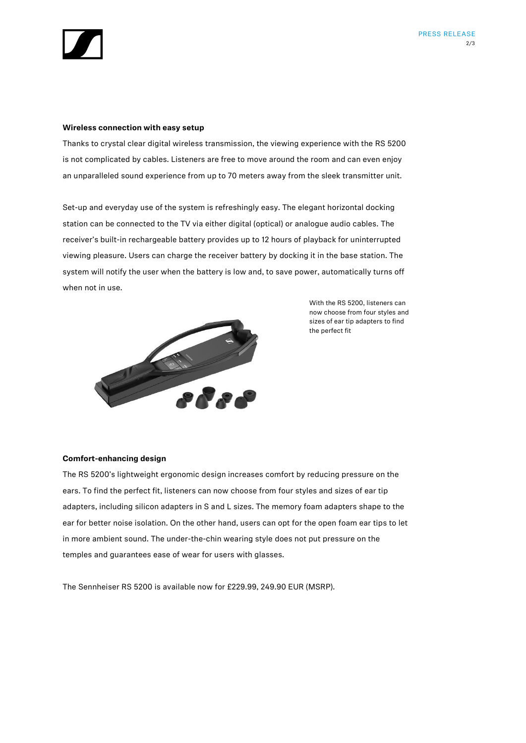**Wireless connection with easy setup**

Thanks to crystal clear digital wireless transmission, the viewing experience with the RS 5200 is not complicated by cables. Listeners are free to move around the room and can even enjoy an unparalleled sound experience from up to 70 meters away from the sleek transmitter unit.

Set-up and everyday use of the system is refreshingly easy. The elegant horizontal docking station can be connected to the TV via either digital (optical) or analogue audio cables. The receiver's built-in rechargeable battery provides up to 12 hours of playback for uninterrupted viewing pleasure. Users can charge the receiver battery by docking it in the base station. The system will notify the user when the battery is low and, to save power, automatically turns off when not in use.

With the RS 5200, listeners can now choose from four styles and sizes of ear tip adapters to find the perfect fit

**Comfort-enhancing design**

The RS 5200's lightweight ergonomic design increases comfort by reducing pressure on the ears. To find the perfect fit, listeners can now choose from four styles and sizes of ear tip adapters, including silicon adapters in S and L sizes. The memory foam adapters shape to the ear for better noise isolation. On the other hand, users can opt for the open foam ear tips to let in more ambient sound. The under-the-chin wearing style does not put pressure on the temples and guarantees ease of wear for users with glasses.

The Sennheiser RS 5200 is available now for £229.99, 249.90 EUR (MSRP).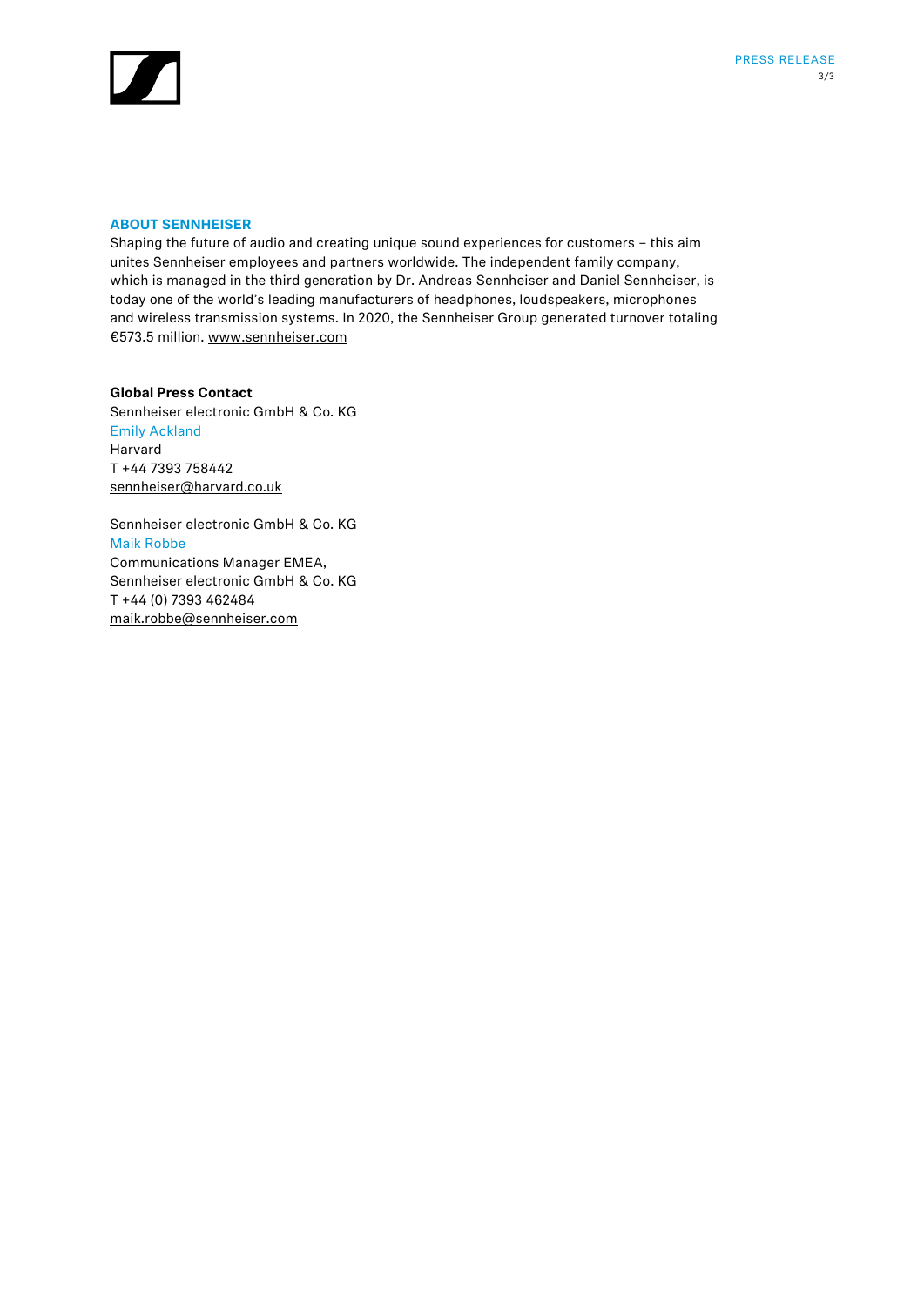## ABOUT SENNHEISER

Shaping the future of audio and creating unique sound experiences for customers – this aim unites Sennheiser employees and partners worldwide. The independent family company, which is managed in the third generation by Dr. Andreas Sennheiser and Daniel Sennheiser, is today one of the world's leading manufacturers of headphones, loudspeakers, microphones and wireless transmission systems. In 2020, the Sennheiser Group generated turnover totaling €573.5 million. www.sennheiser.com

**Global Press Contact**

Sennheiser electronic GmbH & Co. KG
Emily Ackland
Harvard
T +44 7393 758442
sennheiser@harvard.co.uk

Sennheiser electronic GmbH & Co. KG
Maik Robbe
Communications Manager EMEA,
Sennheiser electronic GmbH & Co. KG
T +44 (0) 7393 462484
maik.robbe@sennheiser.com